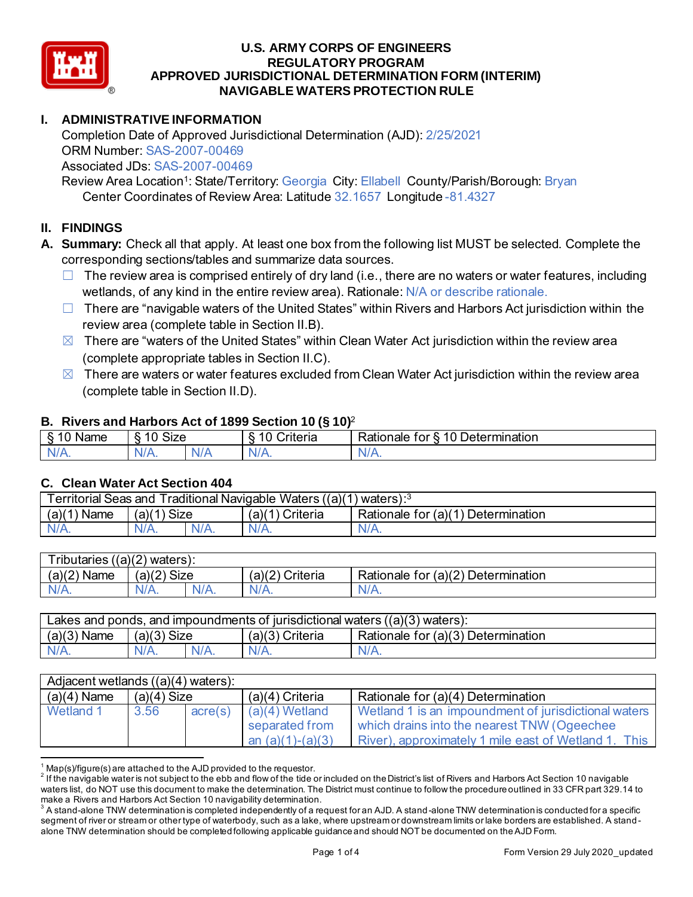# U.S. ARMY CORPS OF ENGINEERS
# REGULATORY PROGRAM
# APPROVED JURISDICTIONAL DETERMINATION FORM (INTERIM)
# NAVIGABLE WATERS PROTECTION RULE

## I. ADMINISTRATIVE INFORMATION

Completion Date of Approved Jurisdictional Determination (AJD): 2/25/2021
ORM Number: SAS-2007-00469
Associated JDs: SAS-2007-00469
Review Area Location[1]: State/Territory: Georgia City: Ellabell County/Parish/Borough: Bryan
Center Coordinates of Review Area: Latitude 32.1657 Longitude -81.4327

## II. FINDINGS

**A. Summary:** Check all that apply. At least one box from the following list MUST be selected. Complete the corresponding sections/tables and summarize data sources.

- ☐ The review area is comprised entirely of dry land (i.e., there are no waters or water features, including wetlands, of any kind in the entire review area). Rationale: N/A or describe rationale.
- ☐ There are "navigable waters of the United States" within Rivers and Harbors Act jurisdiction within the review area (complete table in Section II.B).
- ☒ There are "waters of the United States" within Clean Water Act jurisdiction within the review area (complete appropriate tables in Section II.C).
- ☒ There are waters or water features excluded from Clean Water Act jurisdiction within the review area (complete table in Section II.D).

### B. Rivers and Harbors Act of 1899 Section 10 (§ 10)[2]

| § 10 Name | § 10 Size | | § 10 Criteria | Rationale for § 10 Determination |
|---|---|---|---|---|
| N/A. | N/A. | N/A | N/A. | N/A. |

### C. Clean Water Act Section 404

| Territorial Seas and Traditional Navigable Waters ((a)(1) waters):[3] | | | | |
|---|---|---|---|---|
| (a)(1) Name | (a)(1) Size | | (a)(1) Criteria | Rationale for (a)(1) Determination |
| N/A. | N/A. | N/A. | N/A. | N/A. |

| Tributaries ((a)(2) waters): | | | | |
|---|---|---|---|---|
| (a)(2) Name | (a)(2) Size | | (a)(2) Criteria | Rationale for (a)(2) Determination |
| N/A. | N/A. | N/A. | N/A. | N/A. |

| Lakes and ponds, and impoundments of jurisdictional waters ((a)(3) waters): | | | | |
|---|---|---|---|---|
| (a)(3) Name | (a)(3) Size | | (a)(3) Criteria | Rationale for (a)(3) Determination |
| N/A. | N/A. | N/A. | N/A. | N/A. |

| Adjacent wetlands ((a)(4) waters): | | | | |
|---|---|---|---|---|
| (a)(4) Name | (a)(4) Size | | (a)(4) Criteria | Rationale for (a)(4) Determination |
| Wetland 1 | 3.56 | acre(s) | (a)(4) Wetland separated from an (a)(1)-(a)(3) | Wetland 1 is an impoundment of jurisdictional waters which drains into the nearest TNW (Ogeechee River), approximately 1 mile east of Wetland 1. This |

---

[1] Map(s)/figure(s) are attached to the AJD provided to the requestor.
[2] If the navigable water is not subject to the ebb and flow of the tide or included on the District's list of Rivers and Harbors Act Section 10 navigable waters list, do NOT use this document to make the determination. The District must continue to follow the procedure outlined in 33 CFR part 329.14 to make a Rivers and Harbors Act Section 10 navigability determination.
[3] A stand-alone TNW determination is completed independently of a request for an AJD. A stand-alone TNW determination is conducted for a specific segment of river or stream or other type of waterbody, such as a lake, where upstream or downstream limits or lake borders are established. A stand-alone TNW determination should be completed following applicable guidance and should NOT be documented on the AJD Form.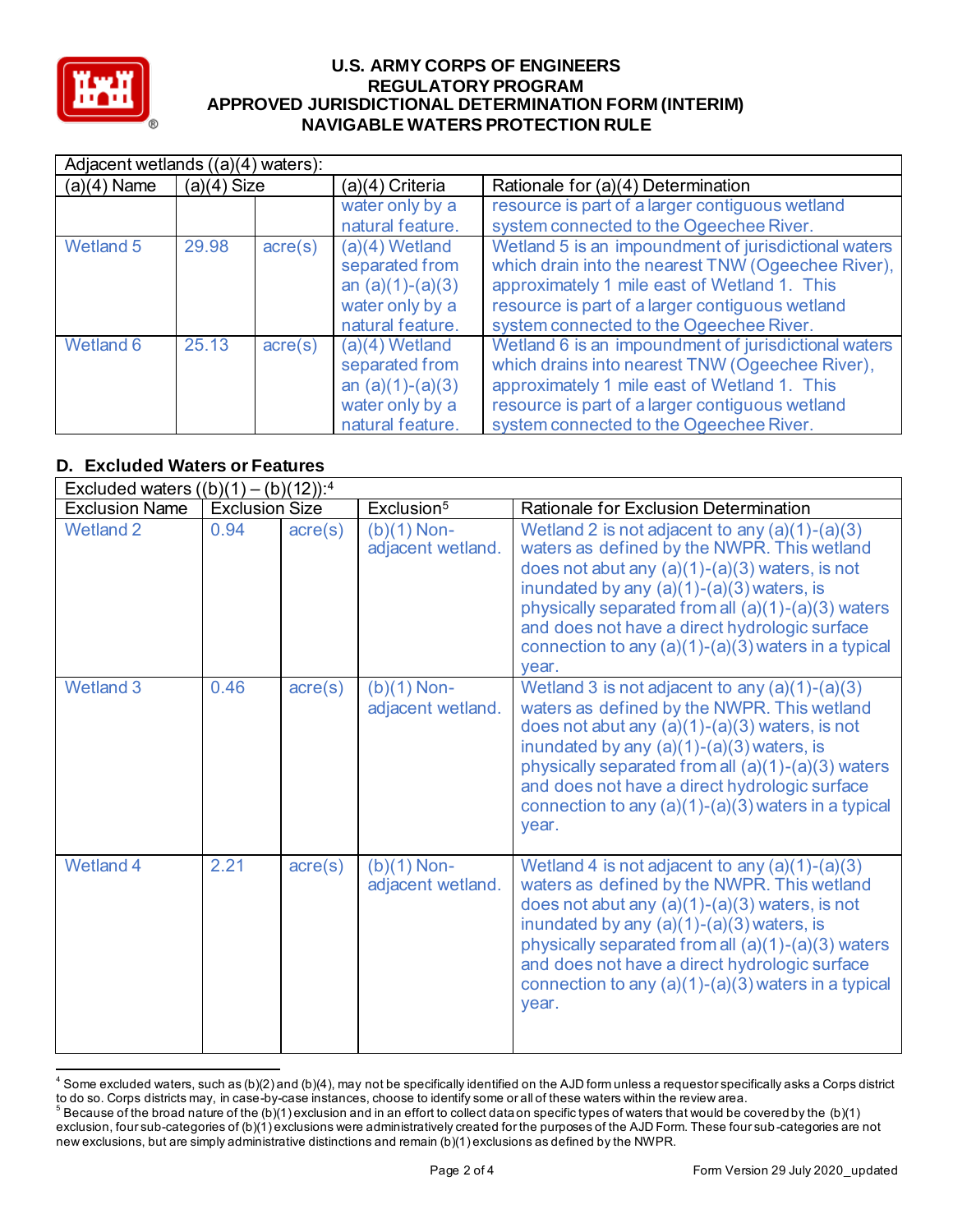| Adjacent wetlands ((a)(4) waters): | | | | |
|---|---|---|---|---|
| (a)(4) Name | (a)(4) Size | | (a)(4) Criteria | Rationale for (a)(4) Determination |
| | | | water only by a natural feature. | resource is part of a larger contiguous wetland system connected to the Ogeechee River. |
| Wetland 5 | 29.98 | acre(s) | (a)(4) Wetland separated from an (a)(1)-(a)(3) water only by a natural feature. | Wetland 5 is an impoundment of jurisdictional waters which drain into the nearest TNW (Ogeechee River), approximately 1 mile east of Wetland 1. This resource is part of a larger contiguous wetland system connected to the Ogeechee River. |
| Wetland 6 | 25.13 | acre(s) | (a)(4) Wetland separated from an (a)(1)-(a)(3) water only by a natural feature. | Wetland 6 is an impoundment of jurisdictional waters which drains into nearest TNW (Ogeechee River), approximately 1 mile east of Wetland 1. This resource is part of a larger contiguous wetland system connected to the Ogeechee River. |

## D. Excluded Waters or Features

| Excluded waters ((b)(1) – (b)(12)):[4] | | | | |
|---|---|---|---|---|
| Exclusion Name | Exclusion Size | | Exclusion[5] | Rationale for Exclusion Determination |
| Wetland 2 | 0.94 | acre(s) | (b)(1) Non-adjacent wetland. | Wetland 2 is not adjacent to any (a)(1)-(a)(3) waters as defined by the NWPR. This wetland does not abut any (a)(1)-(a)(3) waters, is not inundated by any (a)(1)-(a)(3) waters, is physically separated from all (a)(1)-(a)(3) waters and does not have a direct hydrologic surface connection to any (a)(1)-(a)(3) waters in a typical year. |
| Wetland 3 | 0.46 | acre(s) | (b)(1) Non-adjacent wetland. | Wetland 3 is not adjacent to any (a)(1)-(a)(3) waters as defined by the NWPR. This wetland does not abut any (a)(1)-(a)(3) waters, is not inundated by any (a)(1)-(a)(3) waters, is physically separated from all (a)(1)-(a)(3) waters and does not have a direct hydrologic surface connection to any (a)(1)-(a)(3) waters in a typical year. |
| Wetland 4 | 2.21 | acre(s) | (b)(1) Non-adjacent wetland. | Wetland 4 is not adjacent to any (a)(1)-(a)(3) waters as defined by the NWPR. This wetland does not abut any (a)(1)-(a)(3) waters, is not inundated by any (a)(1)-(a)(3) waters, is physically separated from all (a)(1)-(a)(3) waters and does not have a direct hydrologic surface connection to any (a)(1)-(a)(3) waters in a typical year. |

[4] Some excluded waters, such as (b)(2) and (b)(4), may not be specifically identified on the AJD form unless a requestor specifically asks a Corps district to do so. Corps districts may, in case-by-case instances, choose to identify some or all of these waters within the review area.

[5] Because of the broad nature of the (b)(1) exclusion and in an effort to collect data on specific types of waters that would be covered by the (b)(1) exclusion, four sub-categories of (b)(1) exclusions were administratively created for the purposes of the AJD Form. These four sub-categories are not new exclusions, but are simply administrative distinctions and remain (b)(1) exclusions as defined by the NWPR.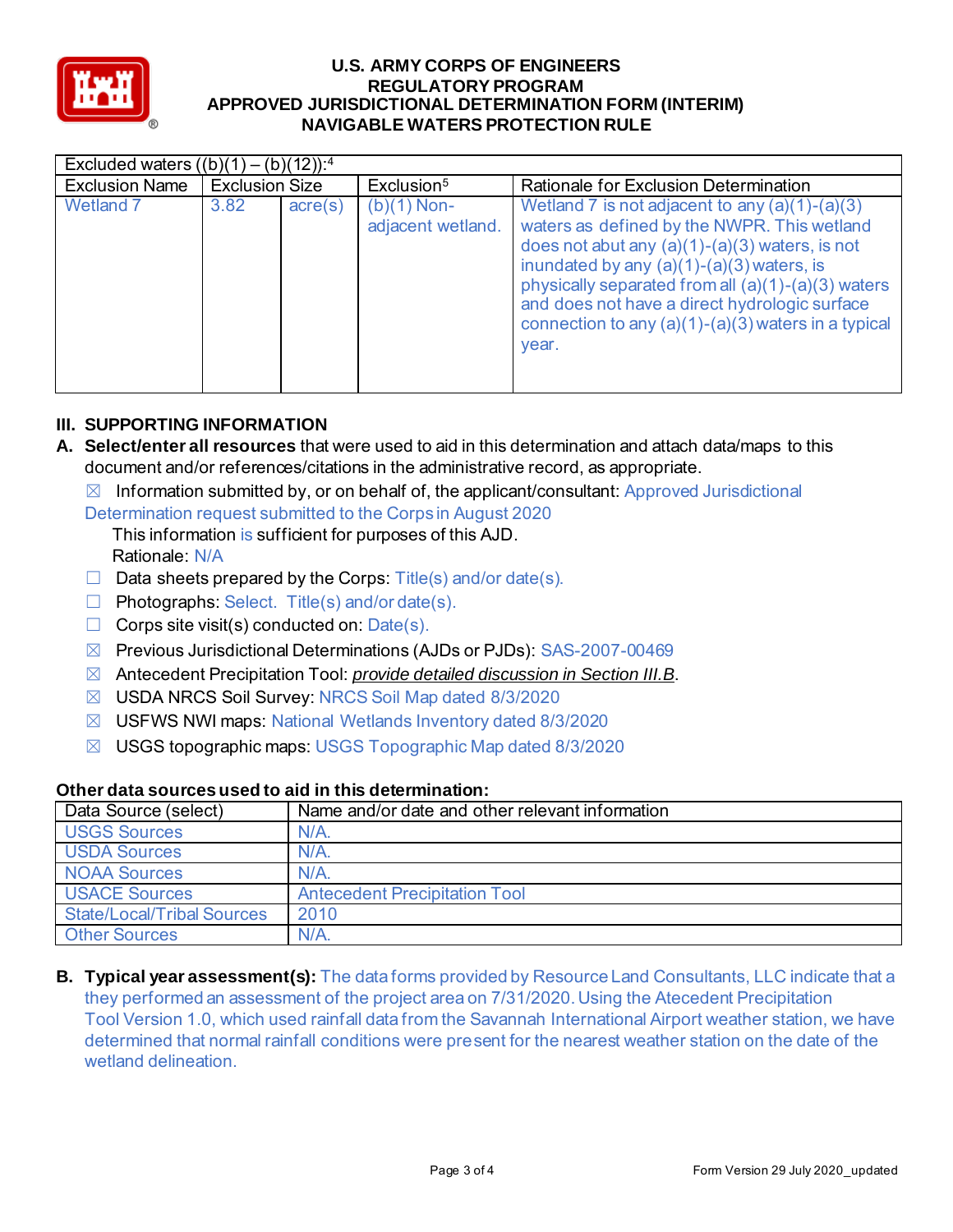| Excluded waters ((b)(1) – (b)(12)):[4] | | | | |
|---|---|---|---|---|
| Exclusion Name | Exclusion Size | | Exclusion[5] | Rationale for Exclusion Determination |
| Wetland 7 | 3.82 | acre(s) | (b)(1) Non-adjacent wetland. | Wetland 7 is not adjacent to any (a)(1)-(a)(3) waters as defined by the NWPR. This wetland does not abut any (a)(1)-(a)(3) waters, is not inundated by any (a)(1)-(a)(3) waters, is physically separated from all (a)(1)-(a)(3) waters and does not have a direct hydrologic surface connection to any (a)(1)-(a)(3) waters in a typical year. |

## III. SUPPORTING INFORMATION

**A. Select/enter all resources** that were used to aid in this determination and attach data/maps to this document and/or references/citations in the administrative record, as appropriate.

- ☒ Information submitted by, or on behalf of, the applicant/consultant: Approved Jurisdictional Determination request submitted to the Corps in August 2020
  This information is sufficient for purposes of this AJD.
  Rationale: N/A
- ☐ Data sheets prepared by the Corps: Title(s) and/or date(s).
- ☐ Photographs: Select. Title(s) and/or date(s).
- ☐ Corps site visit(s) conducted on: Date(s).
- ☒ Previous Jurisdictional Determinations (AJDs or PJDs): SAS-2007-00469
- ☒ Antecedent Precipitation Tool: *provide detailed discussion in Section III.B*.
- ☒ USDA NRCS Soil Survey: NRCS Soil Map dated 8/3/2020
- ☒ USFWS NWI maps: National Wetlands Inventory dated 8/3/2020
- ☒ USGS topographic maps: USGS Topographic Map dated 8/3/2020

**Other data sources used to aid in this determination:**

| Data Source (select) | Name and/or date and other relevant information |
|---|---|
| USGS Sources | N/A. |
| USDA Sources | N/A. |
| NOAA Sources | N/A. |
| USACE Sources | Antecedent Precipitation Tool |
| State/Local/Tribal Sources | 2010 |
| Other Sources | N/A. |

**B. Typical year assessment(s):** The data forms provided by Resource Land Consultants, LLC indicate that a they performed an assessment of the project area on 7/31/2020. Using the Atecedent Precipitation Tool Version 1.0, which used rainfall data from the Savannah International Airport weather station, we have determined that normal rainfall conditions were present for the nearest weather station on the date of the wetland delineation.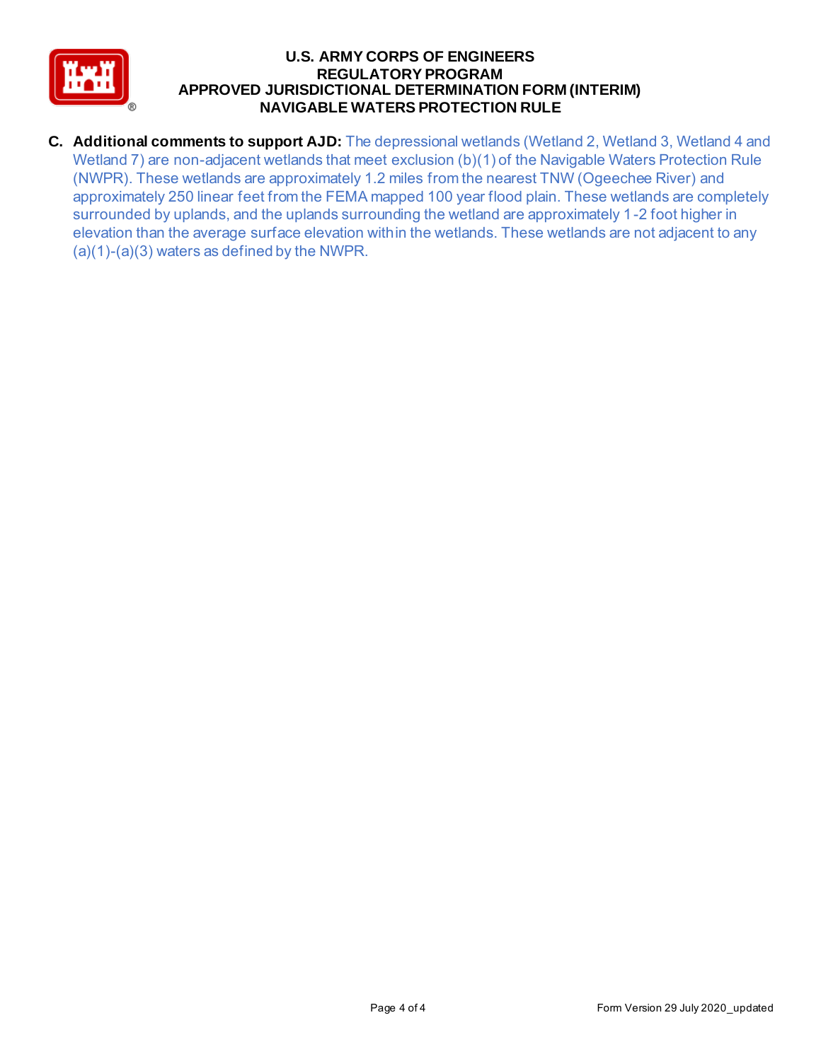**C. Additional comments to support AJD:** The depressional wetlands (Wetland 2, Wetland 3, Wetland 4 and Wetland 7) are non-adjacent wetlands that meet exclusion (b)(1) of the Navigable Waters Protection Rule (NWPR). These wetlands are approximately 1.2 miles from the nearest TNW (Ogeechee River) and approximately 250 linear feet from the FEMA mapped 100 year flood plain. These wetlands are completely surrounded by uplands, and the uplands surrounding the wetland are approximately 1-2 foot higher in elevation than the average surface elevation within the wetlands. These wetlands are not adjacent to any (a)(1)-(a)(3) waters as defined by the NWPR.